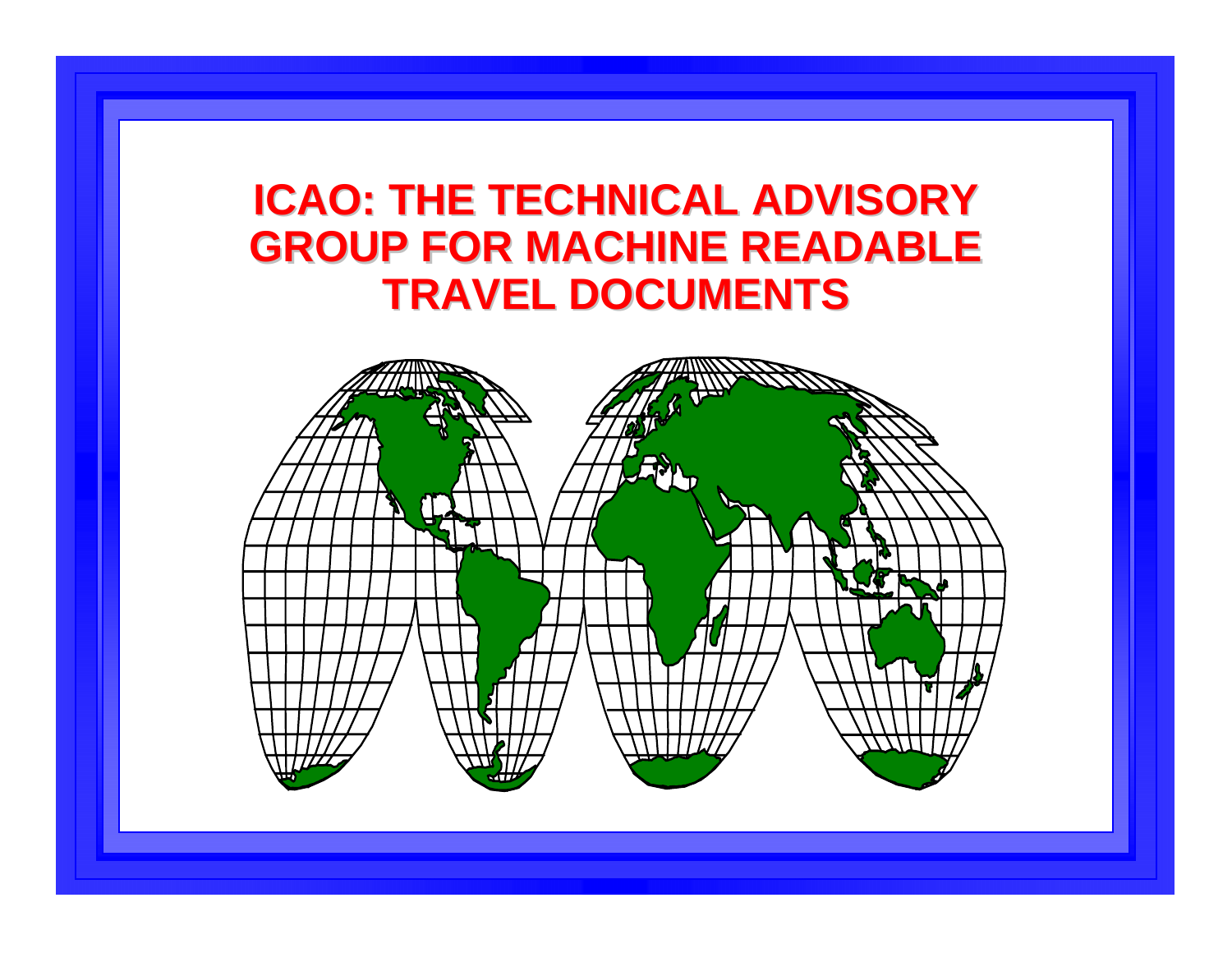# ICAO: THE TECHNICAL ADVISORY GROUP FOR MACHINE READABLE TRAVEL DOCUMENTS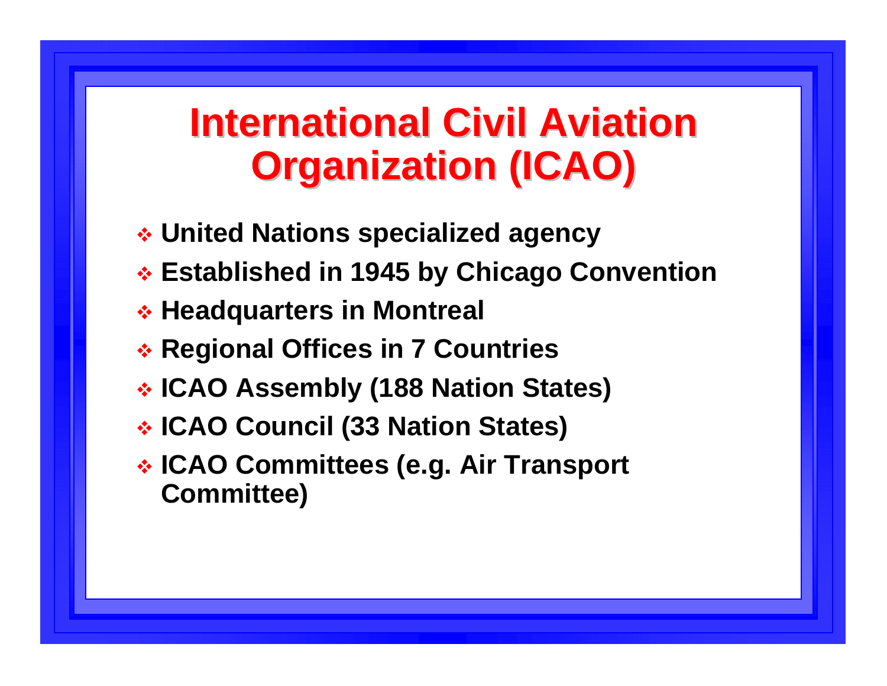# International Civil Aviation Organization (ICAO)

- United Nations specialized agency
- Established in 1945 by Chicago Convention
- Headquarters in Montreal
- Regional Offices in 7 Countries
- ICAO Assembly (188 Nation States)
- ICAO Council (33 Nation States)
- ICAO Committees (e.g. Air Transport Committee)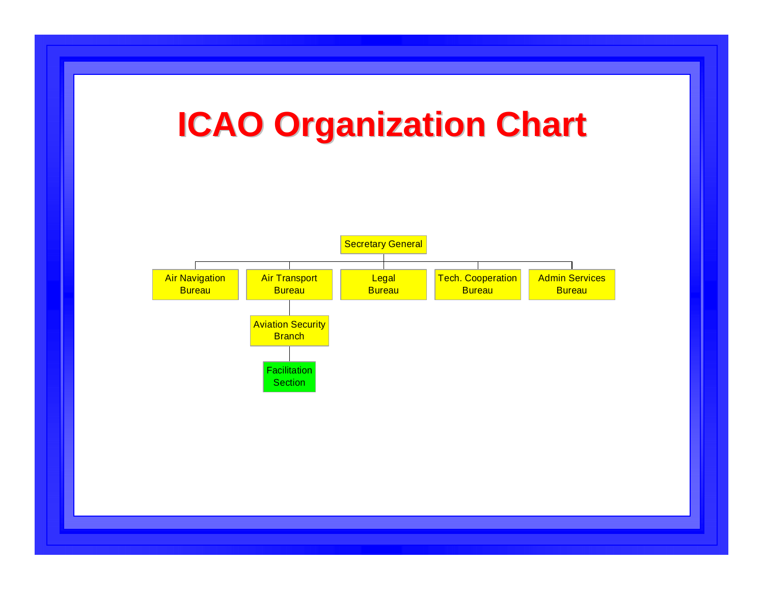# ICAO Organization Chart

- Secretary General
  - Air Navigation Bureau
  - Air Transport Bureau
    - Aviation Security Branch
      - Facilitation Section
  - Legal Bureau
  - Tech. Cooperation Bureau
  - Admin Services Bureau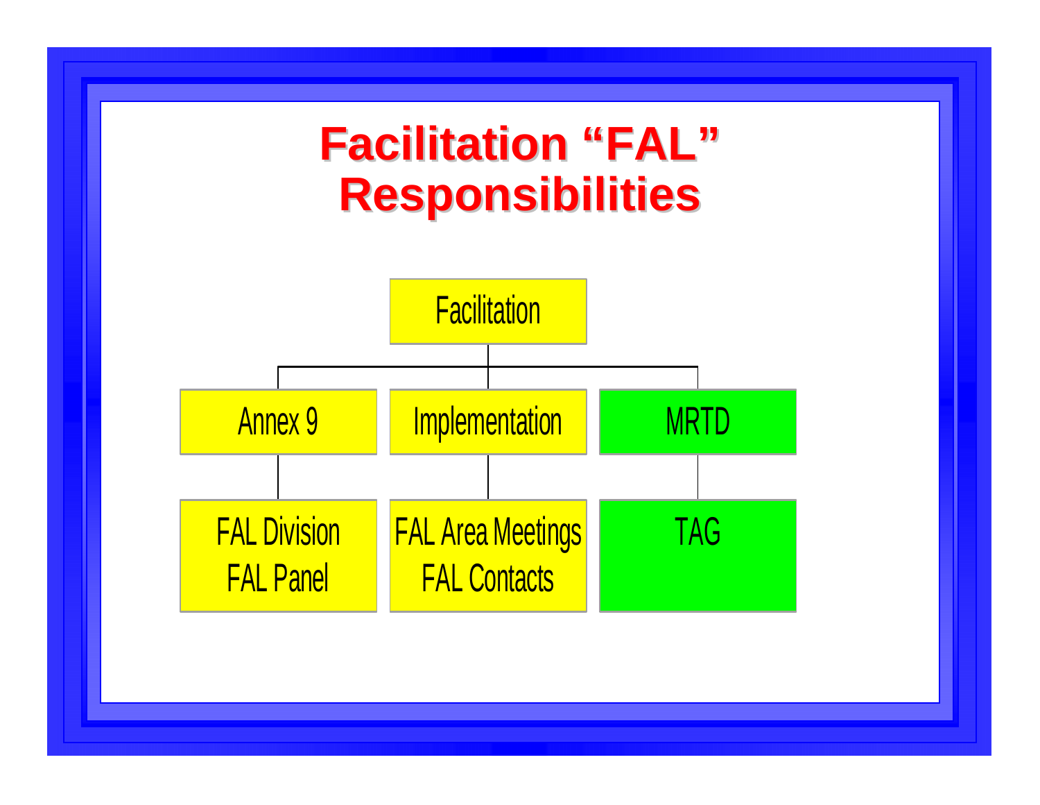# Facilitation "FAL" Responsibilities

- Facilitation
  - Annex 9
    - FAL Division
    - FAL Panel
  - Implementation
    - FAL Area Meetings
    - FAL Contacts
  - MRTD
    - TAG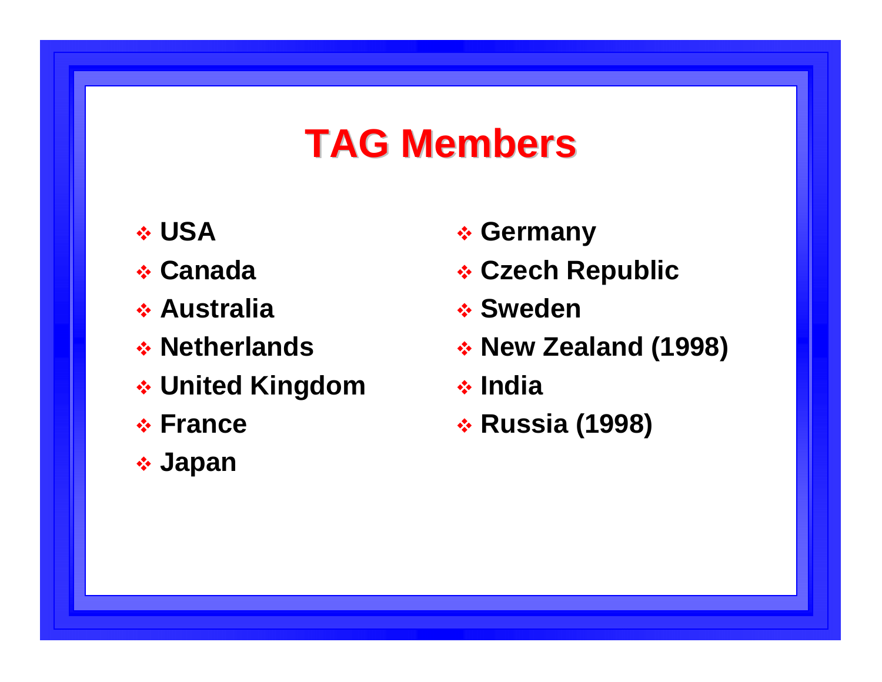# TAG Members

- USA
- Canada
- Australia
- Netherlands
- United Kingdom
- France
- Japan
- Germany
- Czech Republic
- Sweden
- New Zealand (1998)
- India
- Russia (1998)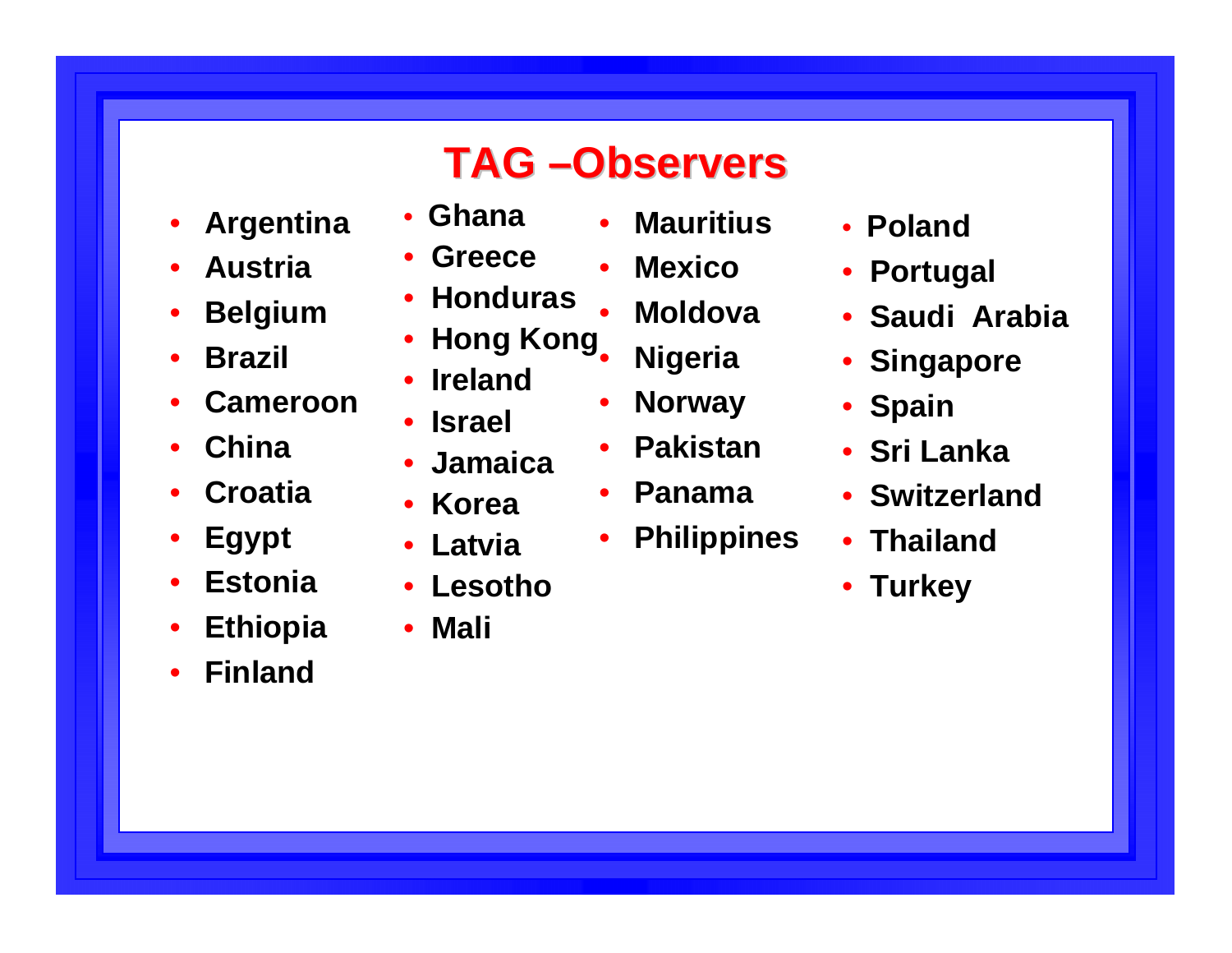# TAG –Observers

- Argentina
- Austria
- Belgium
- Brazil
- Cameroon
- China
- Croatia
- Egypt
- Estonia
- Ethiopia
- Finland
- Ghana
- Greece
- Honduras
- Hong Kong
- Ireland
- Israel
- Jamaica
- Korea
- Latvia
- Lesotho
- Mali
- Mauritius
- Mexico
- Moldova
- Nigeria
- Norway
- Pakistan
- Panama
- Philippines
- Poland
- Portugal
- Saudi Arabia
- Singapore
- Spain
- Sri Lanka
- Switzerland
- Thailand
- Turkey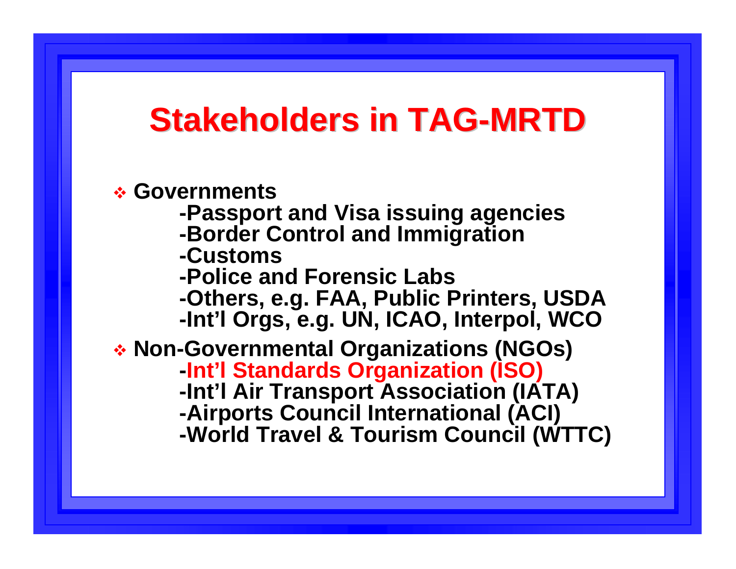# Stakeholders in TAG-MRTD

- **Governments**
  - -Passport and Visa issuing agencies
  - -Border Control and Immigration
  - -Customs
  - -Police and Forensic Labs
  - -Others, e.g. FAA, Public Printers, USDA
  - -Int'l Orgs, e.g. UN, ICAO, Interpol, WCO
- **Non-Governmental Organizations (NGOs)**
  - -Int'l Standards Organization (ISO)
  - -Int'l Air Transport Association (IATA)
  - -Airports Council International (ACI)
  - -World Travel & Tourism Council (WTTC)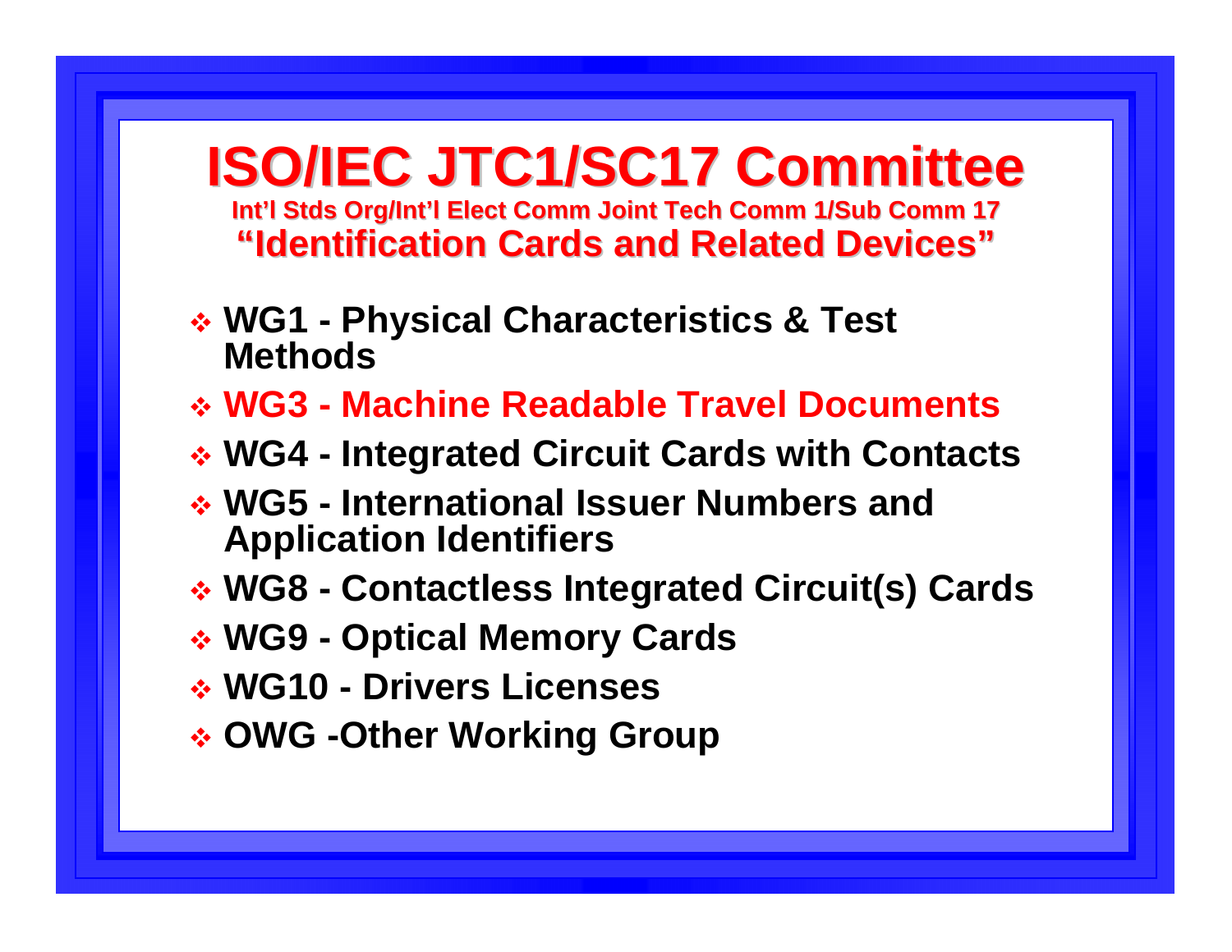# ISO/IEC JTC1/SC17 Committee

**Int'l Stds Org/Int'l Elect Comm Joint Tech Comm 1/Sub Comm 17**

## "Identification Cards and Related Devices"

- **WG1 - Physical Characteristics & Test Methods**
- **WG3 - Machine Readable Travel Documents**
- **WG4 - Integrated Circuit Cards with Contacts**
- **WG5 - International Issuer Numbers and Application Identifiers**
- **WG8 - Contactless Integrated Circuit(s) Cards**
- **WG9 - Optical Memory Cards**
- **WG10 - Drivers Licenses**
- **OWG -Other Working Group**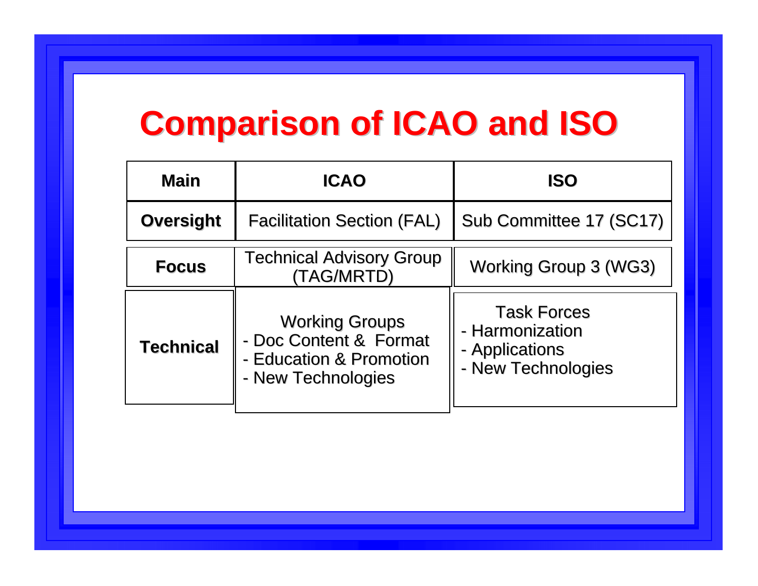# Comparison of ICAO and ISO

| Main | ICAO | ISO |
| --- | --- | --- |
| **Oversight** | Facilitation Section (FAL) | Sub Committee 17 (SC17) |
| **Focus** | Technical Advisory Group (TAG/MRTD) | Working Group 3 (WG3) |
| **Technical** | Working Groups<br>- Doc Content & Format<br>- Education & Promotion<br>- New Technologies | Task Forces<br>- Harmonization<br>- Applications<br>- New Technologies |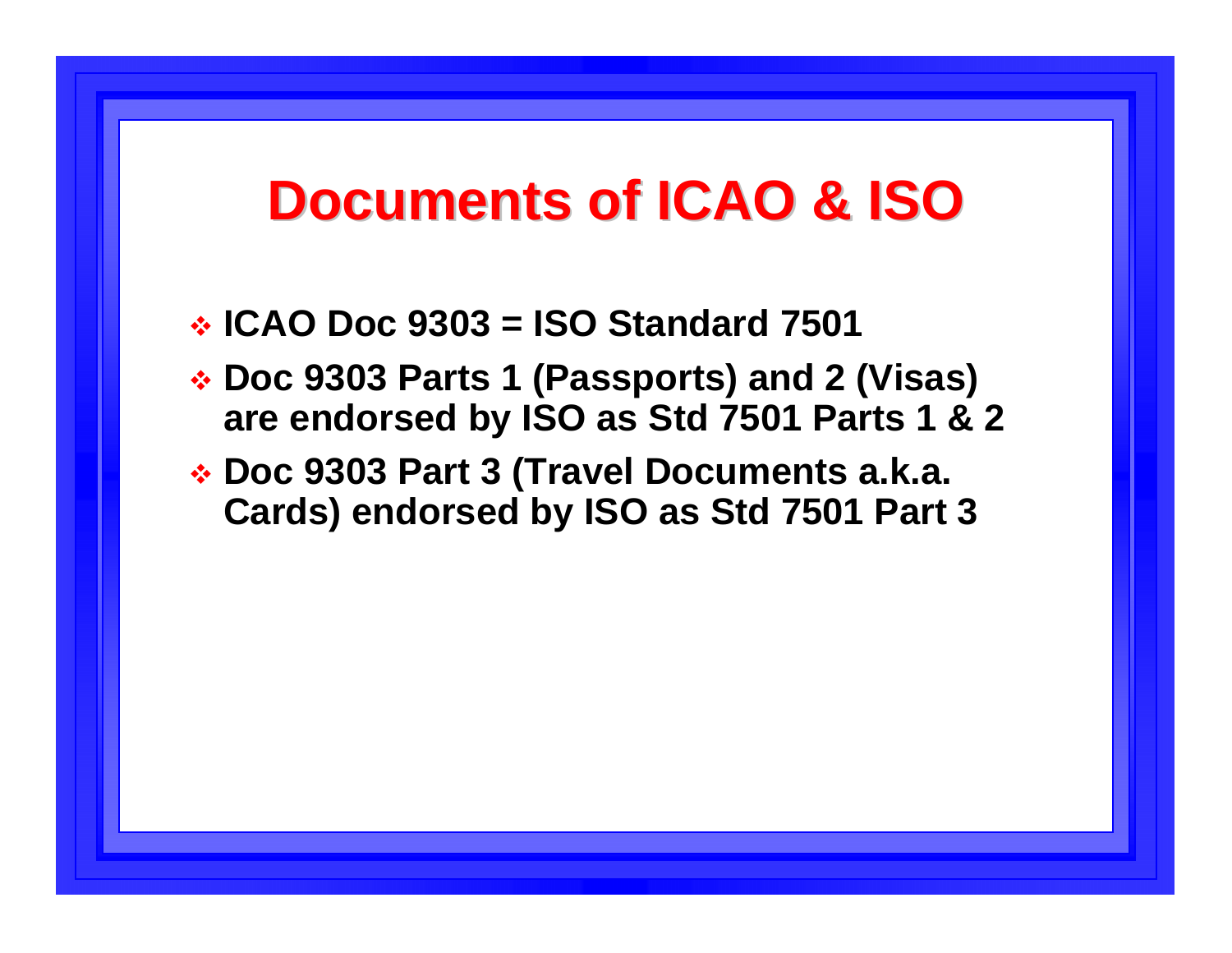# Documents of ICAO & ISO

- **ICAO Doc 9303 = ISO Standard 7501**
- **Doc 9303 Parts 1 (Passports) and 2 (Visas) are endorsed by ISO as Std 7501 Parts 1 & 2**
- **Doc 9303 Part 3 (Travel Documents a.k.a. Cards) endorsed by ISO as Std 7501 Part 3**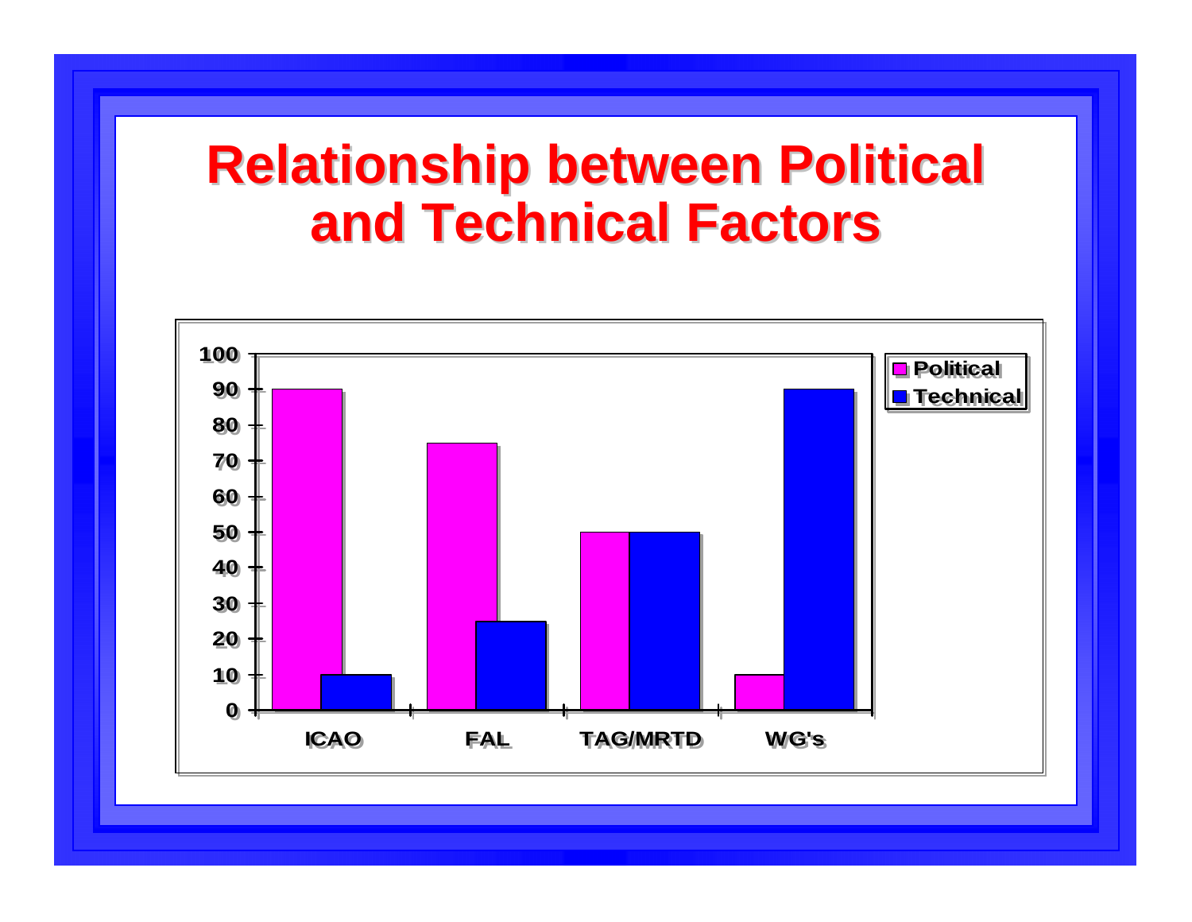# Relationship between Political and Technical Factors

| | Political | Technical |
|---|---|---|
| ICAO | 90 | 10 |
| FAL | 75 | 25 |
| TAG/MRTD | 50 | 50 |
| WG's | 10 | 90 |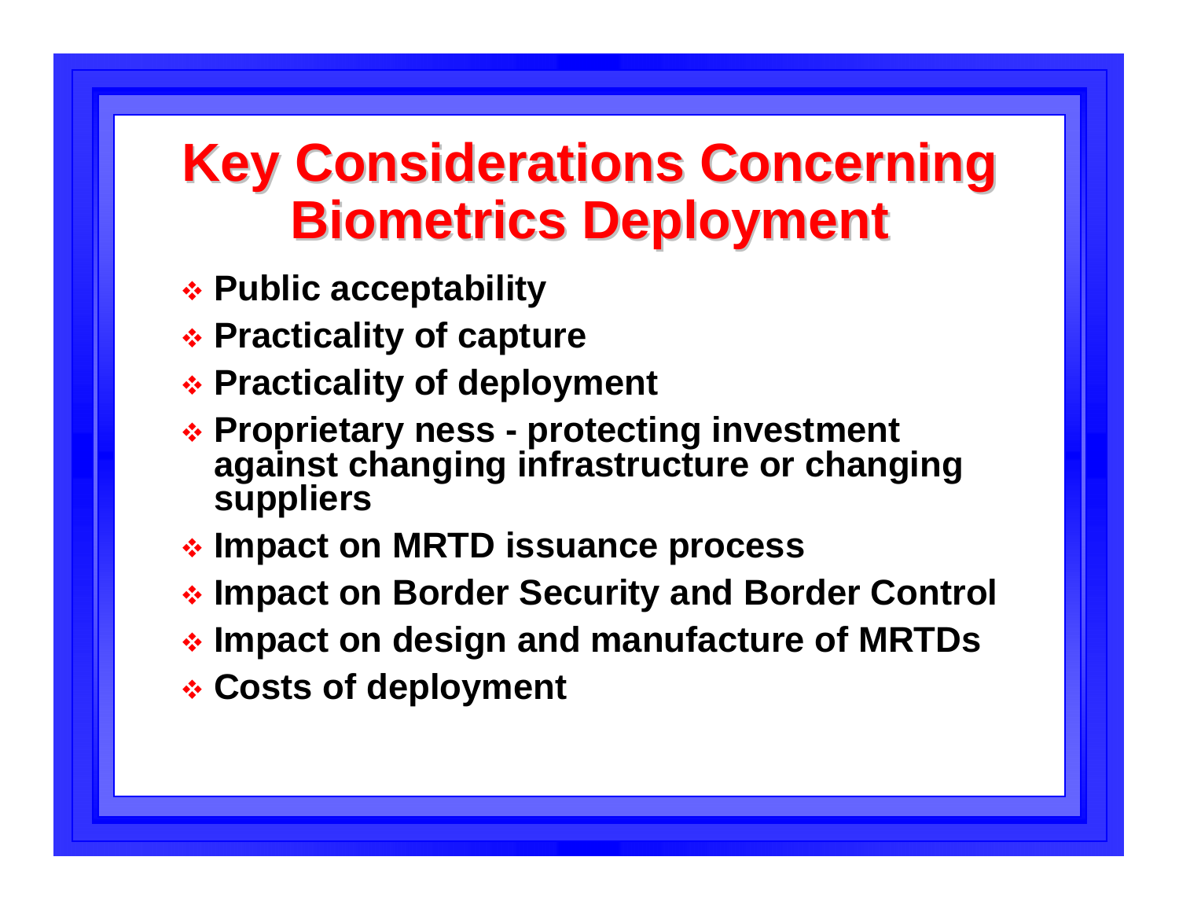# Key Considerations Concerning Biometrics Deployment

- **Public acceptability**
- **Practicality of capture**
- **Practicality of deployment**
- **Proprietary ness - protecting investment against changing infrastructure or changing suppliers**
- **Impact on MRTD issuance process**
- **Impact on Border Security and Border Control**
- **Impact on design and manufacture of MRTDs**
- **Costs of deployment**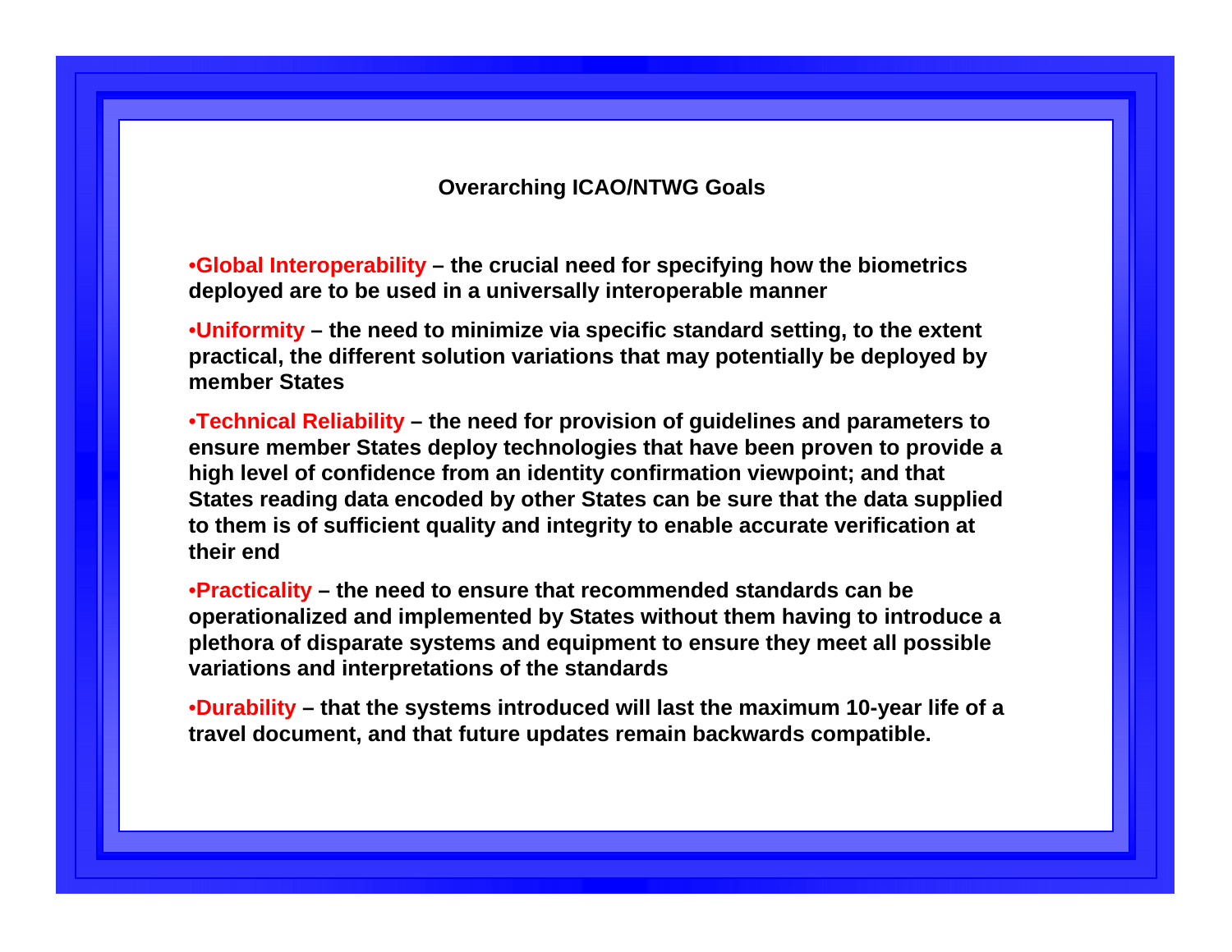## Overarching ICAO/NTWG Goals

- **Global Interoperability** – the crucial need for specifying how the biometrics deployed are to be used in a universally interoperable manner
- **Uniformity** – the need to minimize via specific standard setting, to the extent practical, the different solution variations that may potentially be deployed by member States
- **Technical Reliability** – the need for provision of guidelines and parameters to ensure member States deploy technologies that have been proven to provide a high level of confidence from an identity confirmation viewpoint; and that States reading data encoded by other States can be sure that the data supplied to them is of sufficient quality and integrity to enable accurate verification at their end
- **Practicality** – the need to ensure that recommended standards can be operationalized and implemented by States without them having to introduce a plethora of disparate systems and equipment to ensure they meet all possible variations and interpretations of the standards
- **Durability** – that the systems introduced will last the maximum 10-year life of a travel document, and that future updates remain backwards compatible.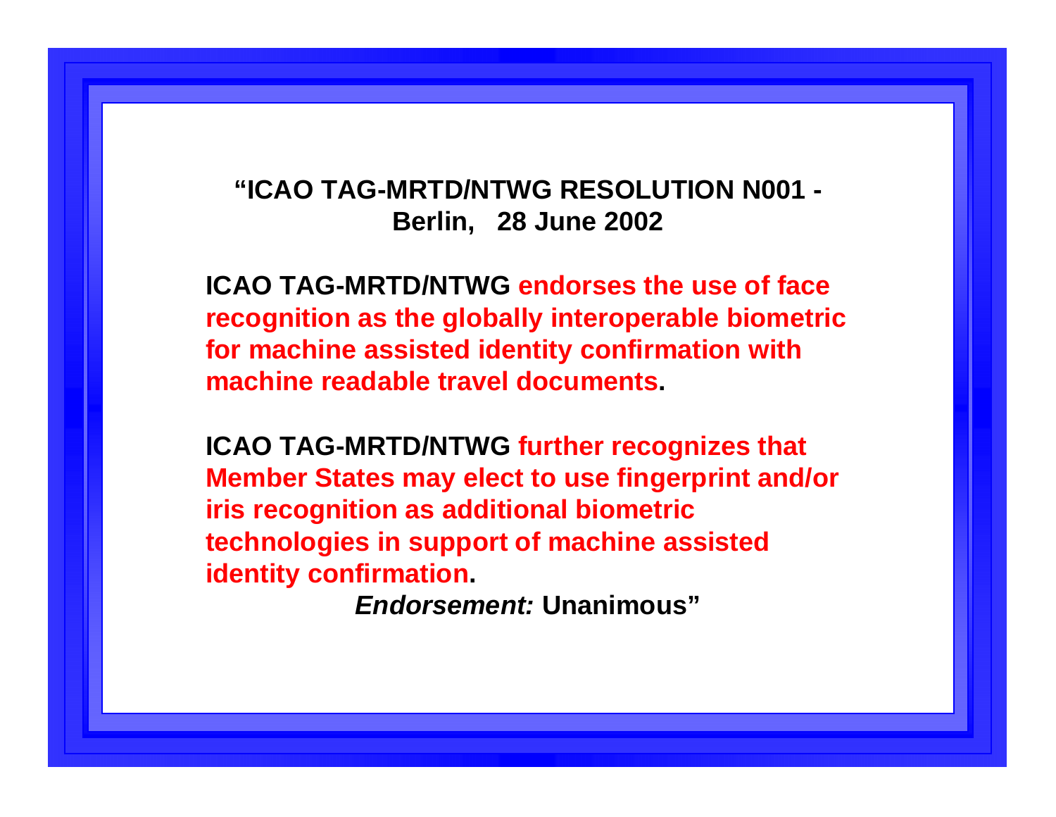**"ICAO TAG-MRTD/NTWG RESOLUTION N001 - Berlin, 28 June 2002**

**ICAO TAG-MRTD/NTWG endorses the use of face recognition as the globally interoperable biometric for machine assisted identity confirmation with machine readable travel documents.**

**ICAO TAG-MRTD/NTWG further recognizes that Member States may elect to use fingerprint and/or iris recognition as additional biometric technologies in support of machine assisted identity confirmation.**

***Endorsement:* Unanimous"**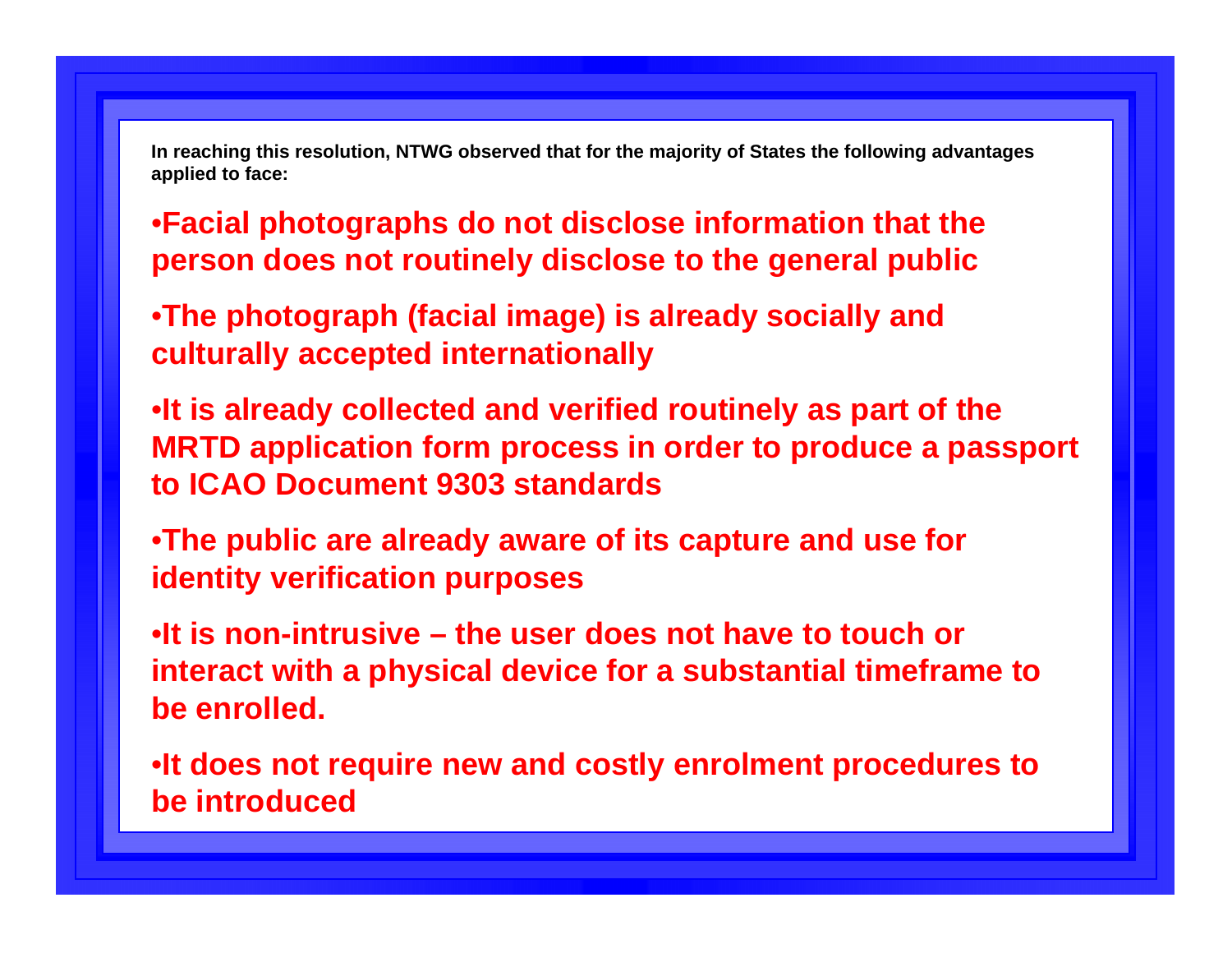**In reaching this resolution, NTWG observed that for the majority of States the following advantages applied to face:**

- **Facial photographs do not disclose information that the person does not routinely disclose to the general public**
- **The photograph (facial image) is already socially and culturally accepted internationally**
- **It is already collected and verified routinely as part of the MRTD application form process in order to produce a passport to ICAO Document 9303 standards**
- **The public are already aware of its capture and use for identity verification purposes**
- **It is non-intrusive – the user does not have to touch or interact with a physical device for a substantial timeframe to be enrolled.**
- **It does not require new and costly enrolment procedures to be introduced**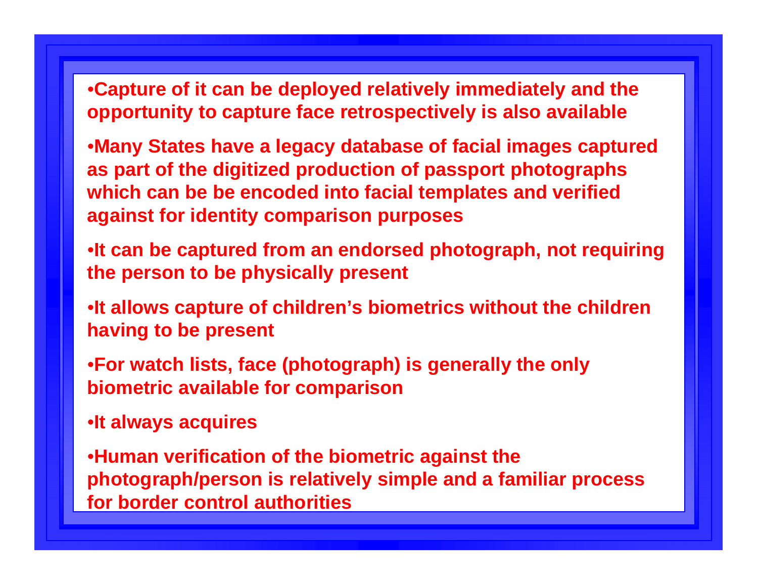- Capture of it can be deployed relatively immediately and the opportunity to capture face retrospectively is also available
- Many States have a legacy database of facial images captured as part of the digitized production of passport photographs which can be be encoded into facial templates and verified against for identity comparison purposes
- It can be captured from an endorsed photograph, not requiring the person to be physically present
- It allows capture of children's biometrics without the children having to be present
- For watch lists, face (photograph) is generally the only biometric available for comparison
- It always acquires
- Human verification of the biometric against the photograph/person is relatively simple and a familiar process for border control authorities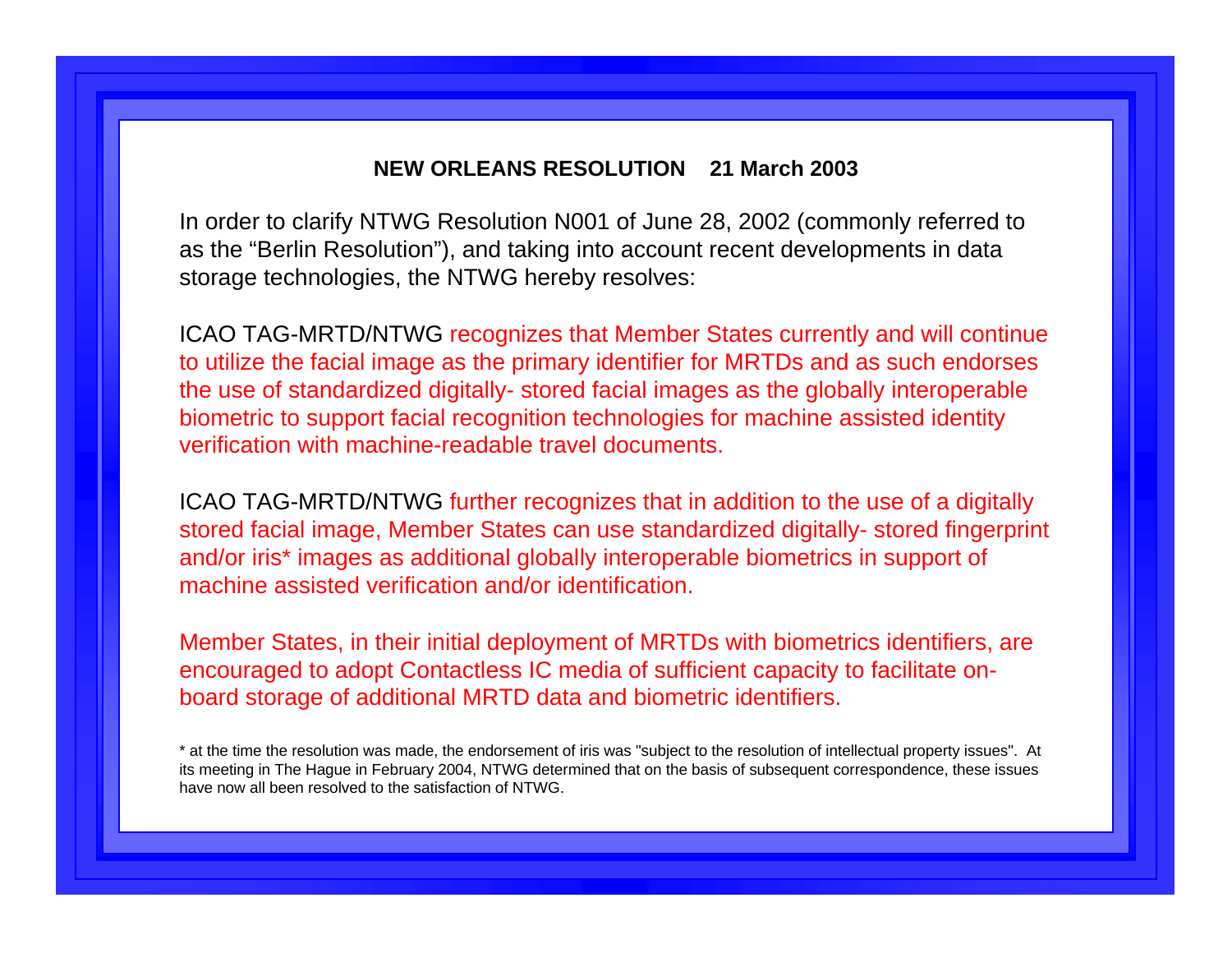**NEW ORLEANS RESOLUTION 21 March 2003**

In order to clarify NTWG Resolution N001 of June 28, 2002 (commonly referred to as the "Berlin Resolution"), and taking into account recent developments in data storage technologies, the NTWG hereby resolves:

ICAO TAG-MRTD/NTWG recognizes that Member States currently and will continue to utilize the facial image as the primary identifier for MRTDs and as such endorses the use of standardized digitally- stored facial images as the globally interoperable biometric to support facial recognition technologies for machine assisted identity verification with machine-readable travel documents.

ICAO TAG-MRTD/NTWG further recognizes that in addition to the use of a digitally stored facial image, Member States can use standardized digitally- stored fingerprint and/or iris* images as additional globally interoperable biometrics in support of machine assisted verification and/or identification.

Member States, in their initial deployment of MRTDs with biometrics identifiers, are encouraged to adopt Contactless IC media of sufficient capacity to facilitate on-board storage of additional MRTD data and biometric identifiers.

* at the time the resolution was made, the endorsement of iris was "subject to the resolution of intellectual property issues". At its meeting in The Hague in February 2004, NTWG determined that on the basis of subsequent correspondence, these issues have now all been resolved to the satisfaction of NTWG.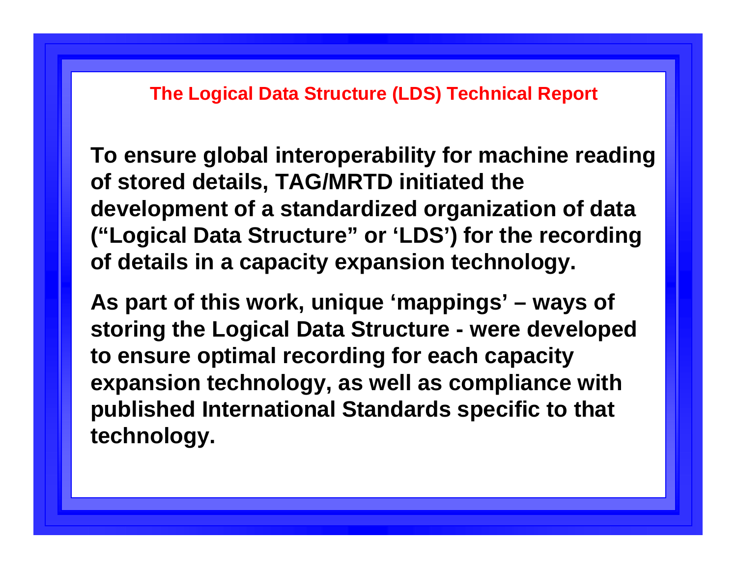## The Logical Data Structure (LDS) Technical Report

**To ensure global interoperability for machine reading of stored details, TAG/MRTD initiated the development of a standardized organization of data ("Logical Data Structure" or 'LDS') for the recording of details in a capacity expansion technology.**

**As part of this work, unique 'mappings' – ways of storing the Logical Data Structure - were developed to ensure optimal recording for each capacity expansion technology, as well as compliance with published International Standards specific to that technology.**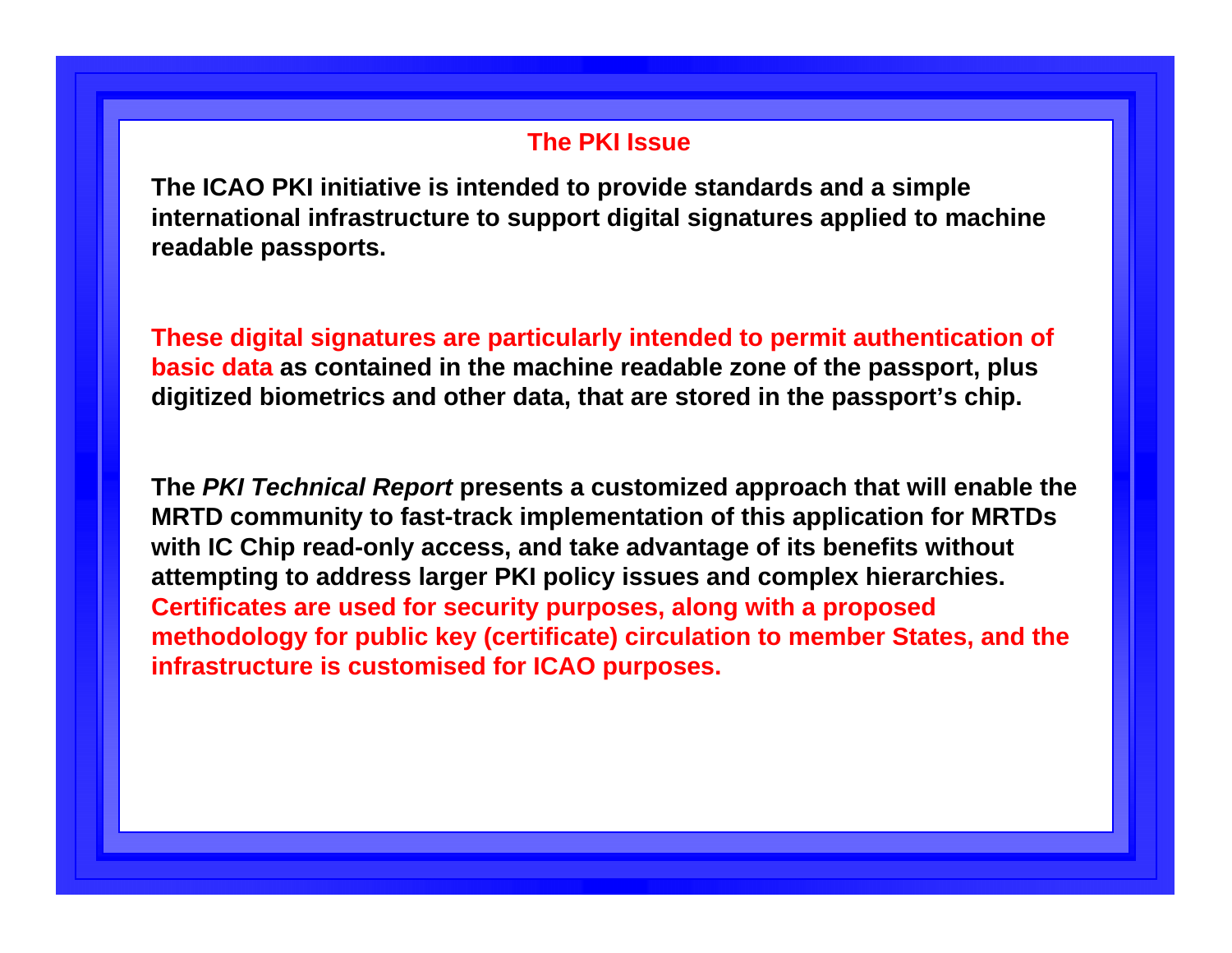## The PKI Issue

**The ICAO PKI initiative is intended to provide standards and a simple international infrastructure to support digital signatures applied to machine readable passports.**

**These digital signatures are particularly intended to permit authentication of basic data as contained in the machine readable zone of the passport, plus digitized biometrics and other data, that are stored in the passport's chip.**

**The *PKI Technical Report* presents a customized approach that will enable the MRTD community to fast-track implementation of this application for MRTDs with IC Chip read-only access, and take advantage of its benefits without attempting to address larger PKI policy issues and complex hierarchies. Certificates are used for security purposes, along with a proposed methodology for public key (certificate) circulation to member States, and the infrastructure is customised for ICAO purposes.**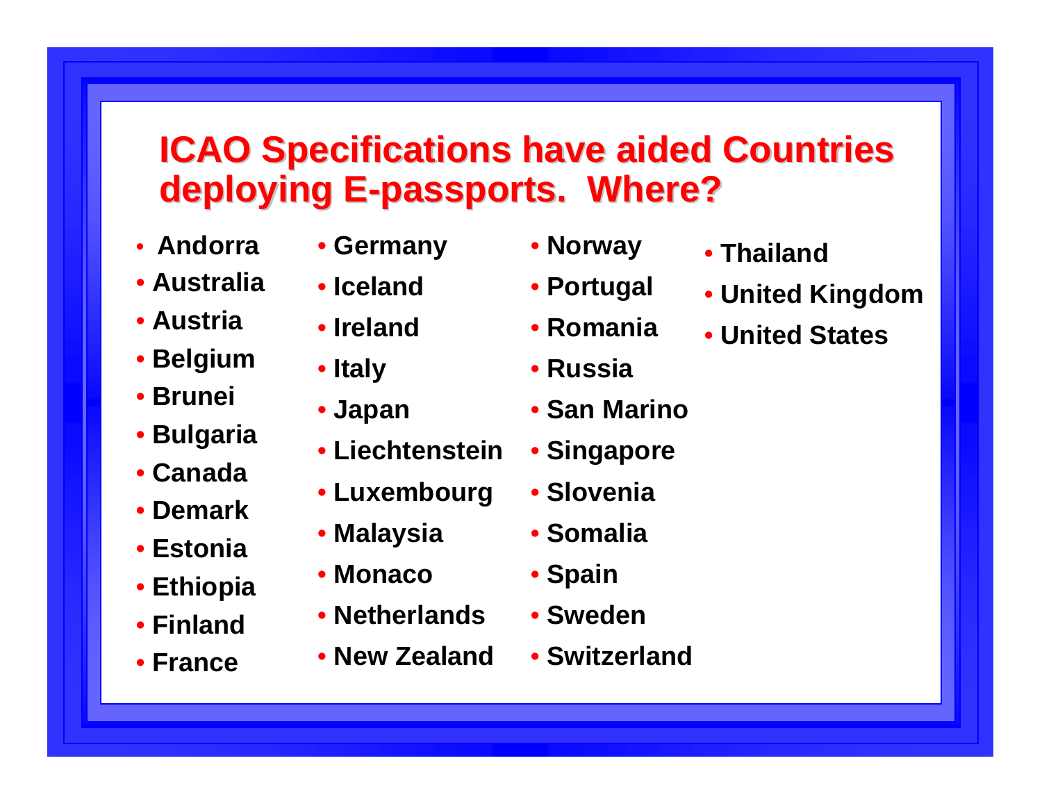## ICAO Specifications have aided Countries deploying E-passports. Where?

- Andorra
- Australia
- Austria
- Belgium
- Brunei
- Bulgaria
- Canada
- Demark
- Estonia
- Ethiopia
- Finland
- France
- Germany
- Iceland
- Ireland
- Italy
- Japan
- Liechtenstein
- Luxembourg
- Malaysia
- Monaco
- Netherlands
- New Zealand
- Norway
- Portugal
- Romania
- Russia
- San Marino
- Singapore
- Slovenia
- Somalia
- Spain
- Sweden
- Switzerland
- Thailand
- United Kingdom
- United States